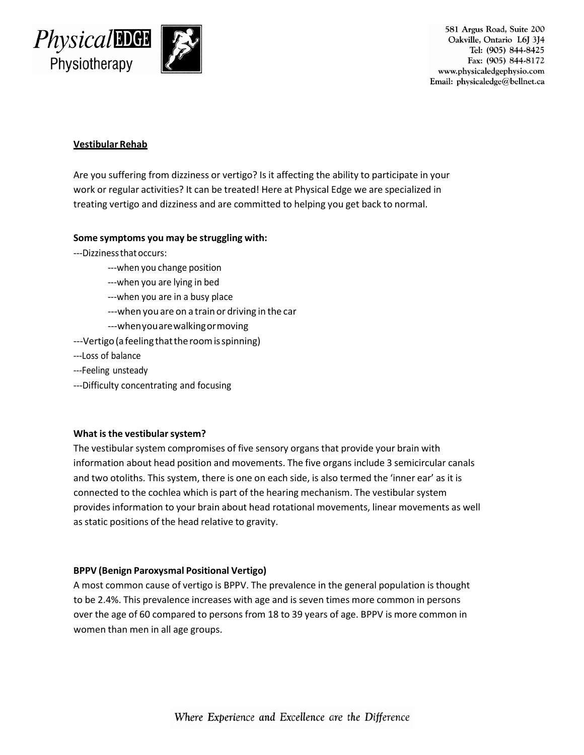## Vestibular Rehab

Are you suffering from dizziness or vertigo? Is it affecting the ability to participate in your work or regular activities? It can be treated! Here at Physical Edge we are specialized in treating vertigo and dizziness and are committed to helping you get back to normal.

**Some symptoms you may be struggling with:**

---Dizziness that occurs:

- ---when you change position
- ---when you are lying in bed
- ---when you are in a busy place
- ---when you are on a train or driving in the car
- ---when you are walking or moving

---Vertigo (a feeling that the room is spinning)

---Loss of balance

---Feeling unsteady

---Difficulty concentrating and focusing

**What is the vestibular system?**

The vestibular system compromises of five sensory organs that provide your brain with information about head position and movements. The five organs include 3 semicircular canals and two otoliths. This system, there is one on each side, is also termed the 'inner ear' as it is connected to the cochlea which is part of the hearing mechanism. The vestibular system provides information to your brain about head rotational movements, linear movements as well as static positions of the head relative to gravity.

**BPPV (Benign Paroxysmal Positional Vertigo)**

A most common cause of vertigo is BPPV. The prevalence in the general population is thought to be 2.4%. This prevalence increases with age and is seven times more common in persons over the age of 60 compared to persons from 18 to 39 years of age. BPPV is more common in women than men in all age groups.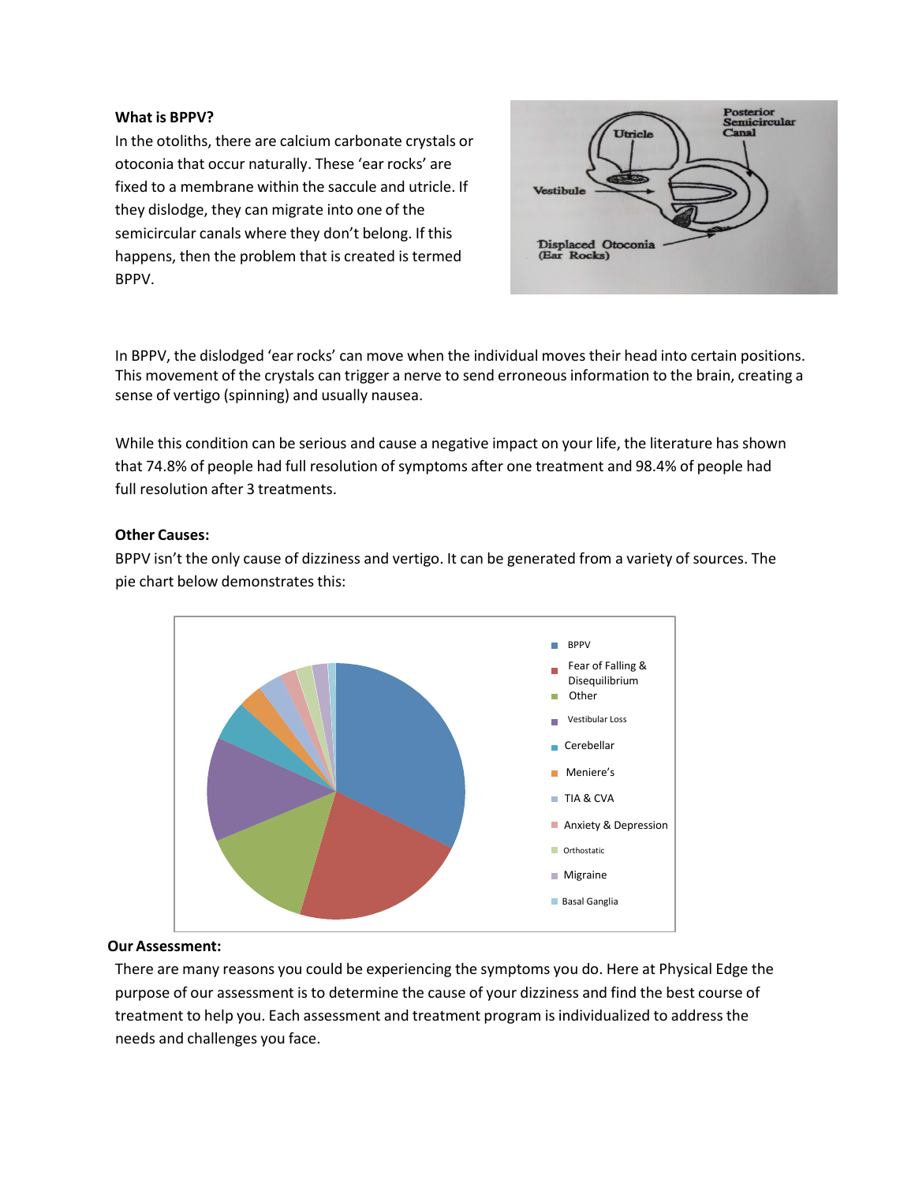**What is BPPV?**

In the otoliths, there are calcium carbonate crystals or otoconia that occur naturally. These 'ear rocks' are fixed to a membrane within the saccule and utricle. If they dislodge, they can migrate into one of the semicircular canals where they don't belong. If this happens, then the problem that is created is termed BPPV.

Posterior Semicircular Canal
Utricle
Vestibule
Displaced Otoconia (Ear Rocks)

In BPPV, the dislodged 'ear rocks' can move when the individual moves their head into certain positions. This movement of the crystals can trigger a nerve to send erroneous information to the brain, creating a sense of vertigo (spinning) and usually nausea.

While this condition can be serious and cause a negative impact on your life, the literature has shown that 74.8% of people had full resolution of symptoms after one treatment and 98.4% of people had full resolution after 3 treatments.

**Other Causes:**

BPPV isn't the only cause of dizziness and vertigo. It can be generated from a variety of sources. The pie chart below demonstrates this:

BPPV
Fear of Falling & Disequilibrium
Other
Vestibular Loss
Cerebellar
Meniere's
TIA & CVA
Anxiety & Depression
Orthostatic
Migraine
Basal Ganglia

**Our Assessment:**

There are many reasons you could be experiencing the symptoms you do. Here at Physical Edge the purpose of our assessment is to determine the cause of your dizziness and find the best course of treatment to help you. Each assessment and treatment program is individualized to address the needs and challenges you face.